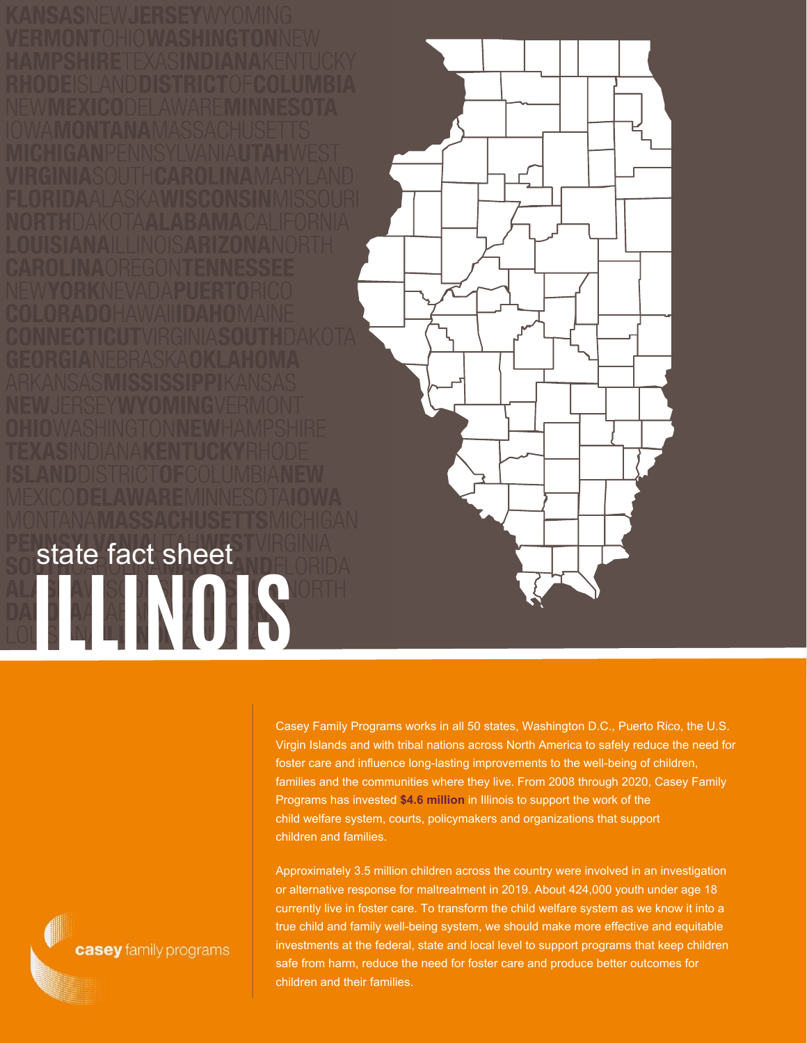state fact sheet

# ILLINOIS

Casey Family Programs works in all 50 states, Washington D.C., Puerto Rico, the U.S. Virgin Islands and with tribal nations across North America to safely reduce the need for foster care and influence long-lasting improvements to the well-being of children, families and the communities where they live. From 2008 through 2020, Casey Family Programs has invested **$4.6 million** in Illinois to support the work of the child welfare system, courts, policymakers and organizations that support children and families.

Approximately 3.5 million children across the country were involved in an investigation or alternative response for maltreatment in 2019. About 424,000 youth under age 18 currently live in foster care. To transform the child welfare system as we know it into a true child and family well-being system, we should make more effective and equitable investments at the federal, state and local level to support programs that keep children safe from harm, reduce the need for foster care and produce better outcomes for children and their families.

casey family programs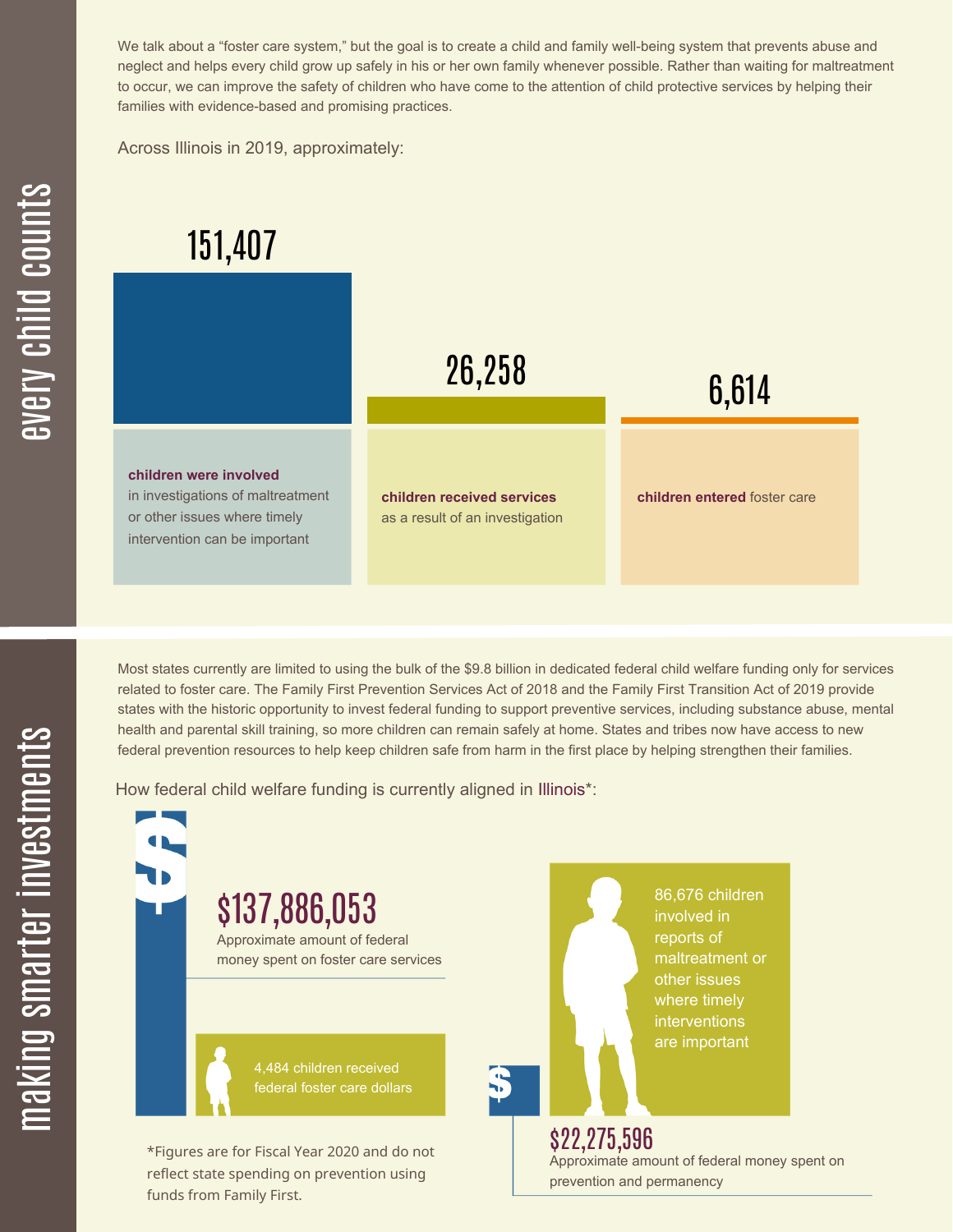## every child counts

We talk about a "foster care system," but the goal is to create a child and family well-being system that prevents abuse and neglect and helps every child grow up safely in his or her own family whenever possible. Rather than waiting for maltreatment to occur, we can improve the safety of children who have come to the attention of child protective services by helping their families with evidence-based and promising practices.

Across Illinois in 2019, approximately:

**151,407**

**children were involved** in investigations of maltreatment or other issues where timely intervention can be important

**26,258**

**children received services** as a result of an investigation

**6,614**

**children entered** foster care

## making smarter investments

Most states currently are limited to using the bulk of the $9.8 billion in dedicated federal child welfare funding only for services related to foster care. The Family First Prevention Services Act of 2018 and the Family First Transition Act of 2019 provide states with the historic opportunity to invest federal funding to support preventive services, including substance abuse, mental health and parental skill training, so more children can remain safely at home. States and tribes now have access to new federal prevention resources to help keep children safe from harm in the first place by helping strengthen their families.

How federal child welfare funding is currently aligned in Illinois*:

**$137,886,053**

Approximate amount of federal money spent on foster care services

4,484 children received federal foster care dollars

86,676 children involved in reports of maltreatment or other issues where timely interventions are important

**$22,275,596**

Approximate amount of federal money spent on prevention and permanency

*Figures are for Fiscal Year 2020 and do not reflect state spending on prevention using funds from Family First.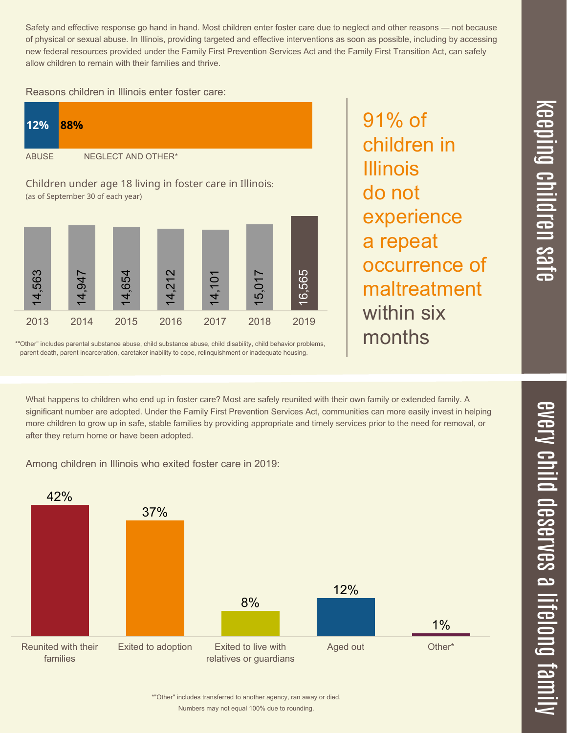## keeping children safe

Safety and effective response go hand in hand. Most children enter foster care due to neglect and other reasons — not because of physical or sexual abuse. In Illinois, providing targeted and effective interventions as soon as possible, including by accessing new federal resources provided under the Family First Prevention Services Act and the Family First Transition Act, can safely allow children to remain with their families and thrive.

Reasons children in Illinois enter foster care:

| ABUSE | NEGLECT AND OTHER* |
|---|---|
| 12% | 88% |

Children under age 18 living in foster care in Illinois:
(as of September 30 of each year)

| Year | Children |
|---|---|
| 2013 | 14,563 |
| 2014 | 14,947 |
| 2015 | 14,654 |
| 2016 | 14,212 |
| 2017 | 14,101 |
| 2018 | 15,017 |
| 2019 | 16,565 |

*"Other" includes parental substance abuse, child substance abuse, child disability, child behavior problems, parent death, parent incarceration, caretaker inability to cope, relinquishment or inadequate housing.

91% of children in Illinois do not experience a repeat occurrence of maltreatment within six months

## every child deserves a lifelong family

What happens to children who end up in foster care? Most are safely reunited with their own family or extended family. A significant number are adopted. Under the Family First Prevention Services Act, communities can more easily invest in helping more children to grow up in safe, stable families by providing appropriate and timely services prior to the need for removal, or after they return home or have been adopted.

Among children in Illinois who exited foster care in 2019:

| Outcome | Percent |
|---|---|
| Reunited with their families | 42% |
| Exited to adoption | 37% |
| Exited to live with relatives or guardians | 8% |
| Aged out | 12% |
| Other* | 1% |

*"Other" includes transferred to another agency, ran away or died.
Numbers may not equal 100% due to rounding.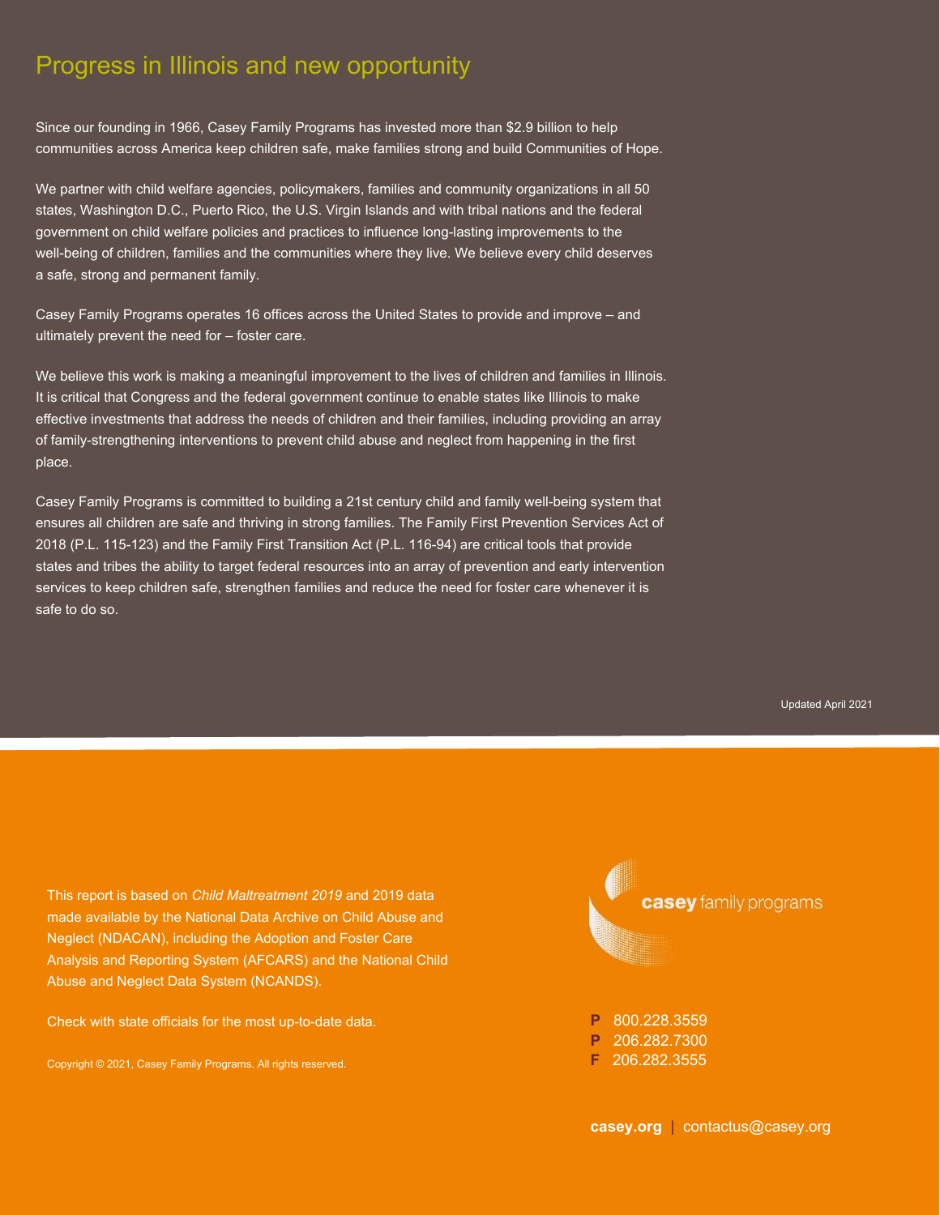## Progress in Illinois and new opportunity

Since our founding in 1966, Casey Family Programs has invested more than $2.9 billion to help communities across America keep children safe, make families strong and build Communities of Hope.

We partner with child welfare agencies, policymakers, families and community organizations in all 50 states, Washington D.C., Puerto Rico, the U.S. Virgin Islands and with tribal nations and the federal government on child welfare policies and practices to influence long-lasting improvements to the well-being of children, families and the communities where they live. We believe every child deserves a safe, strong and permanent family.

Casey Family Programs operates 16 offices across the United States to provide and improve – and ultimately prevent the need for – foster care.

We believe this work is making a meaningful improvement to the lives of children and families in Illinois. It is critical that Congress and the federal government continue to enable states like Illinois to make effective investments that address the needs of children and their families, including providing an array of family-strengthening interventions to prevent child abuse and neglect from happening in the first place.

Casey Family Programs is committed to building a 21st century child and family well-being system that ensures all children are safe and thriving in strong families. The Family First Prevention Services Act of 2018 (P.L. 115-123) and the Family First Transition Act (P.L. 116-94) are critical tools that provide states and tribes the ability to target federal resources into an array of prevention and early intervention services to keep children safe, strengthen families and reduce the need for foster care whenever it is safe to do so.

Updated April 2021

This report is based on *Child Maltreatment 2019* and 2019 data made available by the National Data Archive on Child Abuse and Neglect (NDACAN), including the Adoption and Foster Care Analysis and Reporting System (AFCARS) and the National Child Abuse and Neglect Data System (NCANDS).

Check with state officials for the most up-to-date data.

Copyright © 2021, Casey Family Programs. All rights reserved.

**casey** family programs

**P** 800.228.3559
**P** 206.282.7300
**F** 206.282.3555

**casey.org** | contactus@casey.org